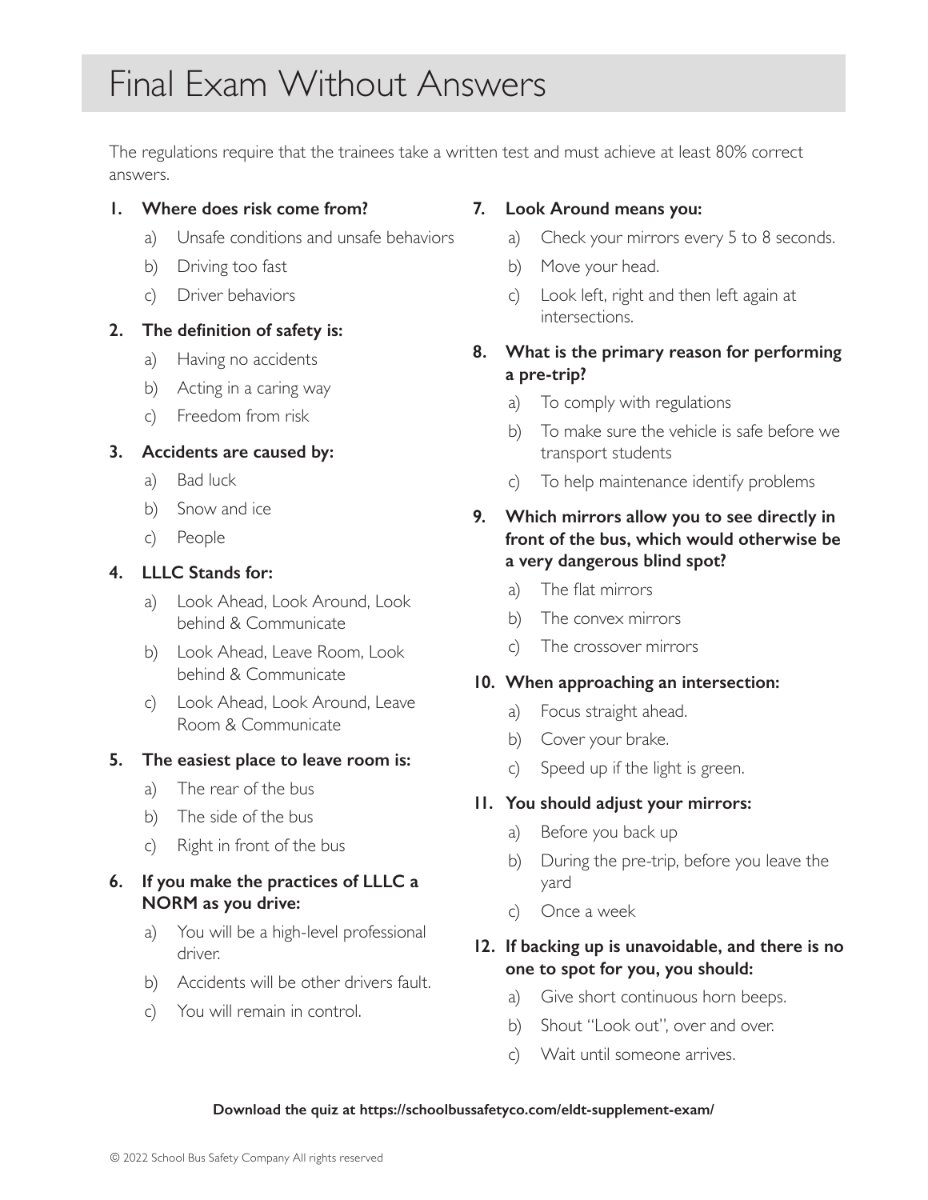# Final Exam Without Answers

The regulations require that the trainees take a written test and must achieve at least 80% correct answers.

1. **Where does risk come from?**
   a) Unsafe conditions and unsafe behaviors
   b) Driving too fast
   c) Driver behaviors

2. **The definition of safety is:**
   a) Having no accidents
   b) Acting in a caring way
   c) Freedom from risk

3. **Accidents are caused by:**
   a) Bad luck
   b) Snow and ice
   c) People

4. **LLLC Stands for:**
   a) Look Ahead, Look Around, Look behind & Communicate
   b) Look Ahead, Leave Room, Look behind & Communicate
   c) Look Ahead, Look Around, Leave Room & Communicate

5. **The easiest place to leave room is:**
   a) The rear of the bus
   b) The side of the bus
   c) Right in front of the bus

6. **If you make the practices of LLLC a NORM as you drive:**
   a) You will be a high-level professional driver.
   b) Accidents will be other drivers fault.
   c) You will remain in control.

7. **Look Around means you:**
   a) Check your mirrors every 5 to 8 seconds.
   b) Move your head.
   c) Look left, right and then left again at intersections.

8. **What is the primary reason for performing a pre-trip?**
   a) To comply with regulations
   b) To make sure the vehicle is safe before we transport students
   c) To help maintenance identify problems

9. **Which mirrors allow you to see directly in front of the bus, which would otherwise be a very dangerous blind spot?**
   a) The flat mirrors
   b) The convex mirrors
   c) The crossover mirrors

10. **When approaching an intersection:**
    a) Focus straight ahead.
    b) Cover your brake.
    c) Speed up if the light is green.

11. **You should adjust your mirrors:**
    a) Before you back up
    b) During the pre-trip, before you leave the yard
    c) Once a week

12. **If backing up is unavoidable, and there is no one to spot for you, you should:**
    a) Give short continuous horn beeps.
    b) Shout "Look out", over and over.
    c) Wait until someone arrives.

**Download the quiz at https://schoolbussafetyco.com/eldt-supplement-exam/**

© 2022 School Bus Safety Company All rights reserved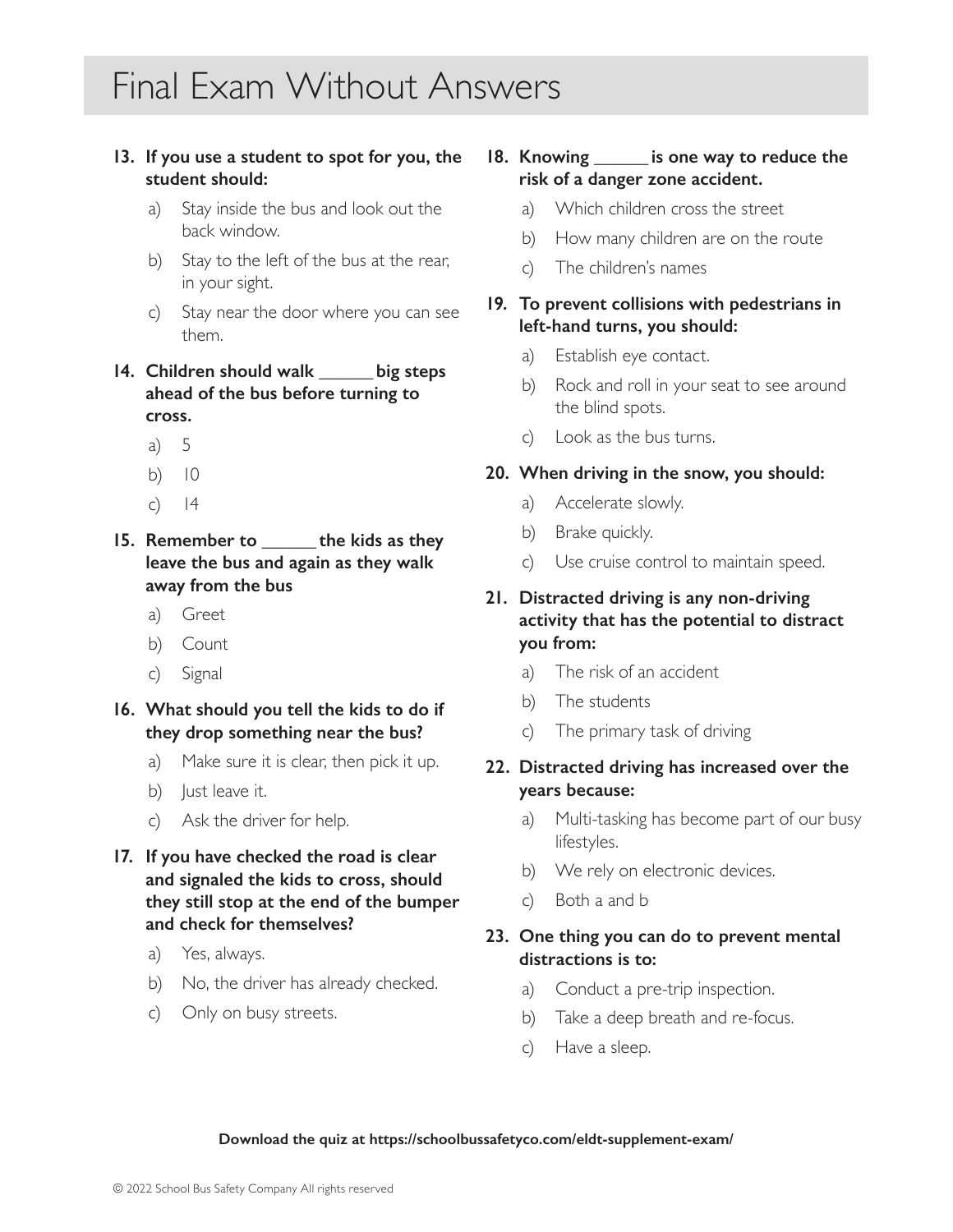# Final Exam Without Answers

**13. If you use a student to spot for you, the student should:**

a) Stay inside the bus and look out the back window.

b) Stay to the left of the bus at the rear, in your sight.

c) Stay near the door where you can see them.

**14. Children should walk ______ big steps ahead of the bus before turning to cross.**

a) 5

b) 10

c) 14

**15. Remember to ______ the kids as they leave the bus and again as they walk away from the bus**

a) Greet

b) Count

c) Signal

**16. What should you tell the kids to do if they drop something near the bus?**

a) Make sure it is clear, then pick it up.

b) Just leave it.

c) Ask the driver for help.

**17. If you have checked the road is clear and signaled the kids to cross, should they still stop at the end of the bumper and check for themselves?**

a) Yes, always.

b) No, the driver has already checked.

c) Only on busy streets.

**18. Knowing ______ is one way to reduce the risk of a danger zone accident.**

a) Which children cross the street

b) How many children are on the route

c) The children's names

**19. To prevent collisions with pedestrians in left-hand turns, you should:**

a) Establish eye contact.

b) Rock and roll in your seat to see around the blind spots.

c) Look as the bus turns.

**20. When driving in the snow, you should:**

a) Accelerate slowly.

b) Brake quickly.

c) Use cruise control to maintain speed.

**21. Distracted driving is any non-driving activity that has the potential to distract you from:**

a) The risk of an accident

b) The students

c) The primary task of driving

**22. Distracted driving has increased over the years because:**

a) Multi-tasking has become part of our busy lifestyles.

b) We rely on electronic devices.

c) Both a and b

**23. One thing you can do to prevent mental distractions is to:**

a) Conduct a pre-trip inspection.

b) Take a deep breath and re-focus.

c) Have a sleep.

**Download the quiz at https://schoolbussafetyco.com/eldt-supplement-exam/**

© 2022 School Bus Safety Company All rights reserved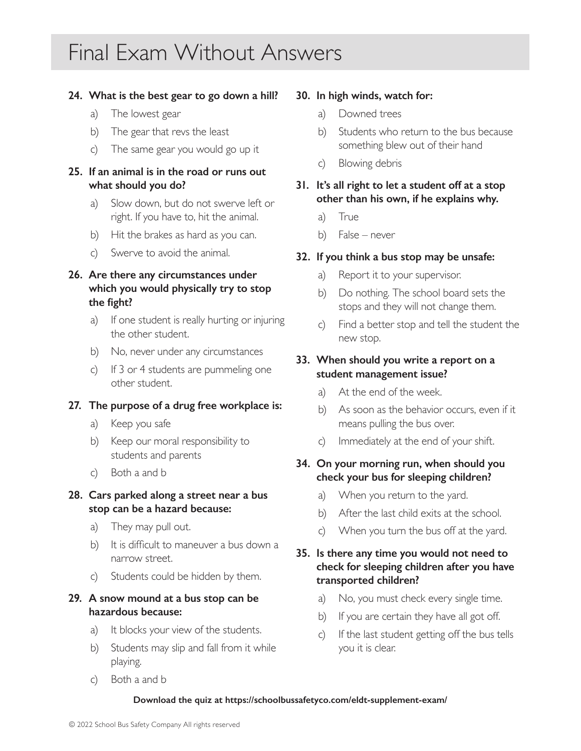# Final Exam Without Answers

**24. What is the best gear to go down a hill?**

a) The lowest gear

b) The gear that revs the least

c) The same gear you would go up it

**25. If an animal is in the road or runs out what should you do?**

a) Slow down, but do not swerve left or right. If you have to, hit the animal.

b) Hit the brakes as hard as you can.

c) Swerve to avoid the animal.

**26. Are there any circumstances under which you would physically try to stop the fight?**

a) If one student is really hurting or injuring the other student.

b) No, never under any circumstances

c) If 3 or 4 students are pummeling one other student.

**27. The purpose of a drug free workplace is:**

a) Keep you safe

b) Keep our moral responsibility to students and parents

c) Both a and b

**28. Cars parked along a street near a bus stop can be a hazard because:**

a) They may pull out.

b) It is difficult to maneuver a bus down a narrow street.

c) Students could be hidden by them.

**29. A snow mound at a bus stop can be hazardous because:**

a) It blocks your view of the students.

b) Students may slip and fall from it while playing.

c) Both a and b

**30. In high winds, watch for:**

a) Downed trees

b) Students who return to the bus because something blew out of their hand

c) Blowing debris

**31. It's all right to let a student off at a stop other than his own, if he explains why.**

a) True

b) False – never

**32. If you think a bus stop may be unsafe:**

a) Report it to your supervisor.

b) Do nothing. The school board sets the stops and they will not change them.

c) Find a better stop and tell the student the new stop.

**33. When should you write a report on a student management issue?**

a) At the end of the week.

b) As soon as the behavior occurs, even if it means pulling the bus over.

c) Immediately at the end of your shift.

**34. On your morning run, when should you check your bus for sleeping children?**

a) When you return to the yard.

b) After the last child exits at the school.

c) When you turn the bus off at the yard.

**35. Is there any time you would not need to check for sleeping children after you have transported children?**

a) No, you must check every single time.

b) If you are certain they have all got off.

c) If the last student getting off the bus tells you it is clear.

**Download the quiz at https://schoolbussafetyco.com/eldt-supplement-exam/**

© 2022 School Bus Safety Company All rights reserved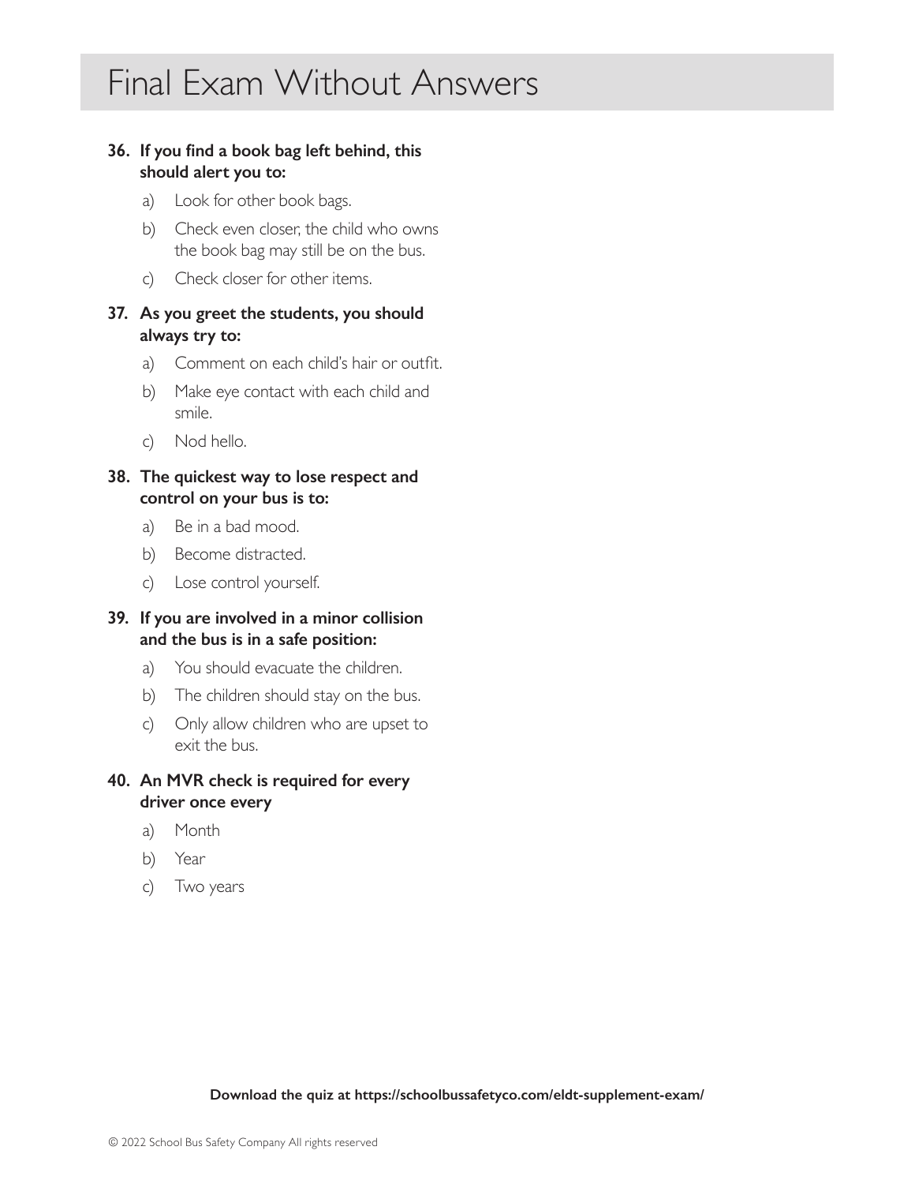# Final Exam Without Answers

**36. If you find a book bag left behind, this should alert you to:**

a) Look for other book bags.

b) Check even closer, the child who owns the book bag may still be on the bus.

c) Check closer for other items.

**37. As you greet the students, you should always try to:**

a) Comment on each child's hair or outfit.

b) Make eye contact with each child and smile.

c) Nod hello.

**38. The quickest way to lose respect and control on your bus is to:**

a) Be in a bad mood.

b) Become distracted.

c) Lose control yourself.

**39. If you are involved in a minor collision and the bus is in a safe position:**

a) You should evacuate the children.

b) The children should stay on the bus.

c) Only allow children who are upset to exit the bus.

**40. An MVR check is required for every driver once every**

a) Month

b) Year

c) Two years

**Download the quiz at https://schoolbussafetyco.com/eldt-supplement-exam/**

© 2022 School Bus Safety Company All rights reserved